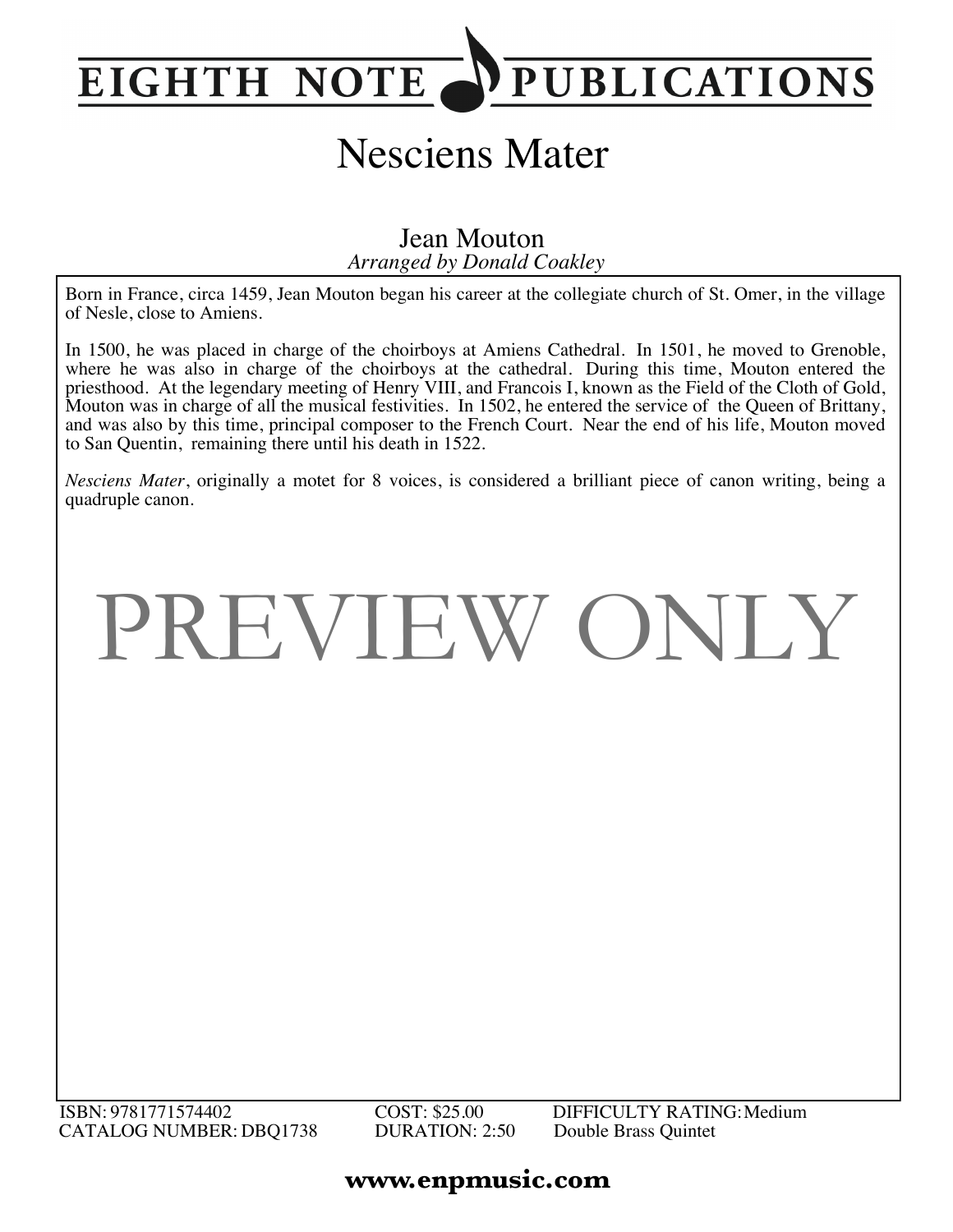# EIGHTH NOTE PUBLICATIONS

# Nesciens Mater

Jean Mouton
*Arranged by Donald Coakley*

Born in France, circa 1459, Jean Mouton began his career at the collegiate church of St. Omer, in the village of Nesle, close to Amiens.

In 1500, he was placed in charge of the choirboys at Amiens Cathedral. In 1501, he moved to Grenoble, where he was also in charge of the choirboys at the cathedral. During this time, Mouton entered the priesthood. At the legendary meeting of Henry VIII, and Francois I, known as the Field of the Cloth of Gold, Mouton was in charge of all the musical festivities. In 1502, he entered the service of the Queen of Brittany, and was also by this time, principal composer to the French Court. Near the end of his life, Mouton moved to San Quentin, remaining there until his death in 1522.

*Nesciens Mater*, originally a motet for 8 voices, is considered a brilliant piece of canon writing, being a quadruple canon.

PREVIEW ONLY

ISBN: 9781771574402
CATALOG NUMBER: DBQ1738

COST: $25.00
DURATION: 2:50

DIFFICULTY RATING: Medium
Double Brass Quintet

**www.enpmusic.com**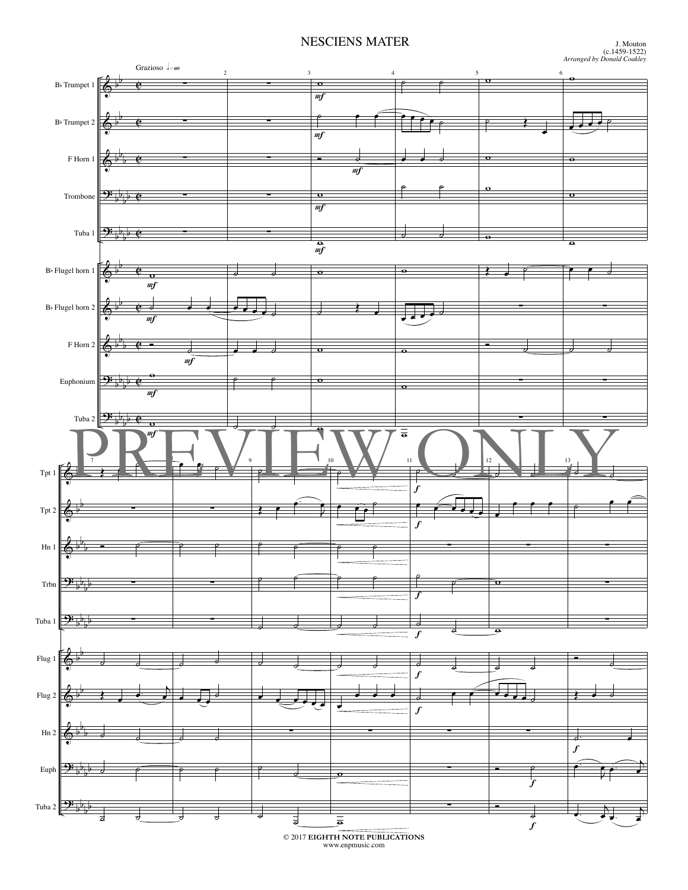# NESCIENS MATER

J. Mouton
(c.1459-1522)
*Arranged by Donald Coakley*

© 2017 **EIGHTH NOTE PUBLICATIONS**
www.enpmusic.com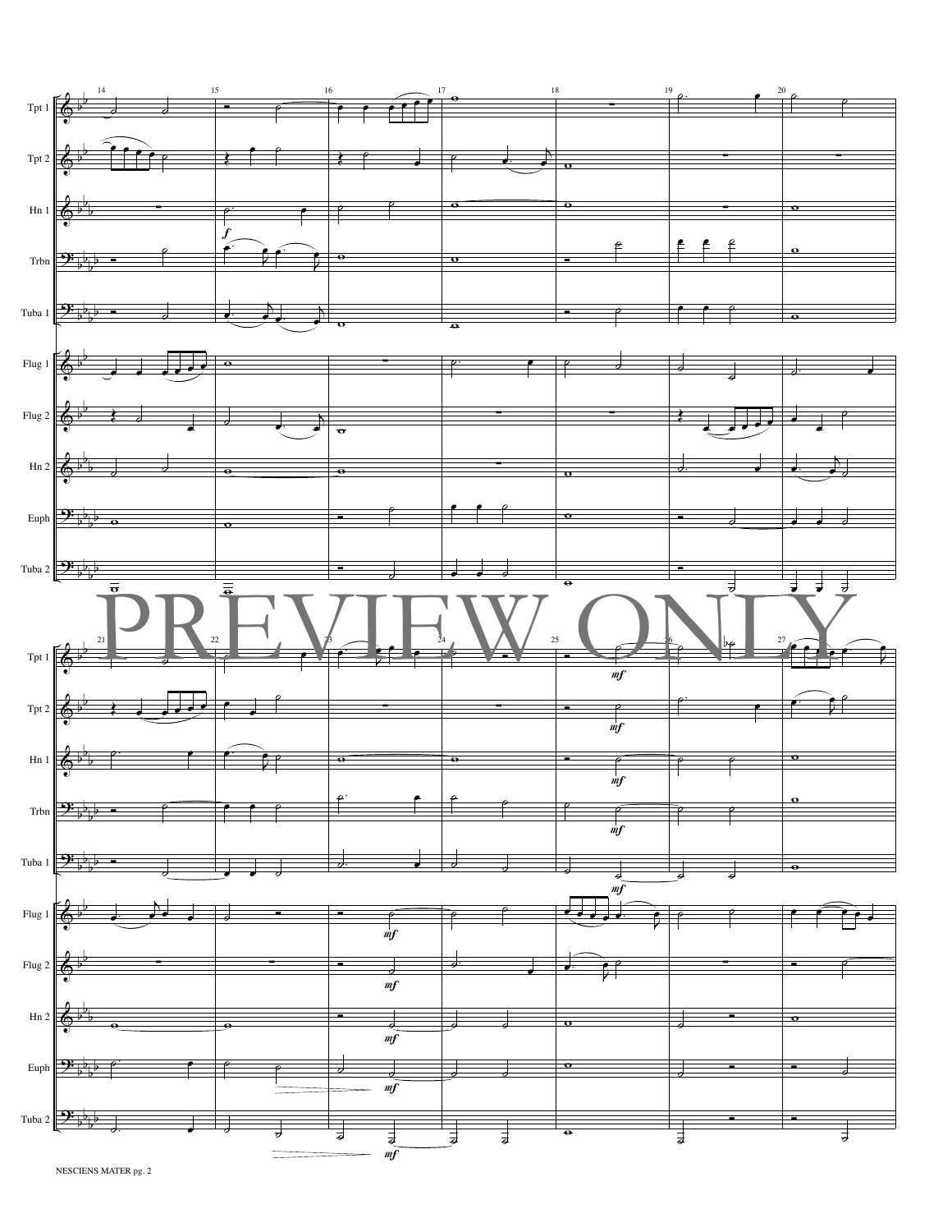PREVIEW ONLY

NESCIENS MATER pg. 2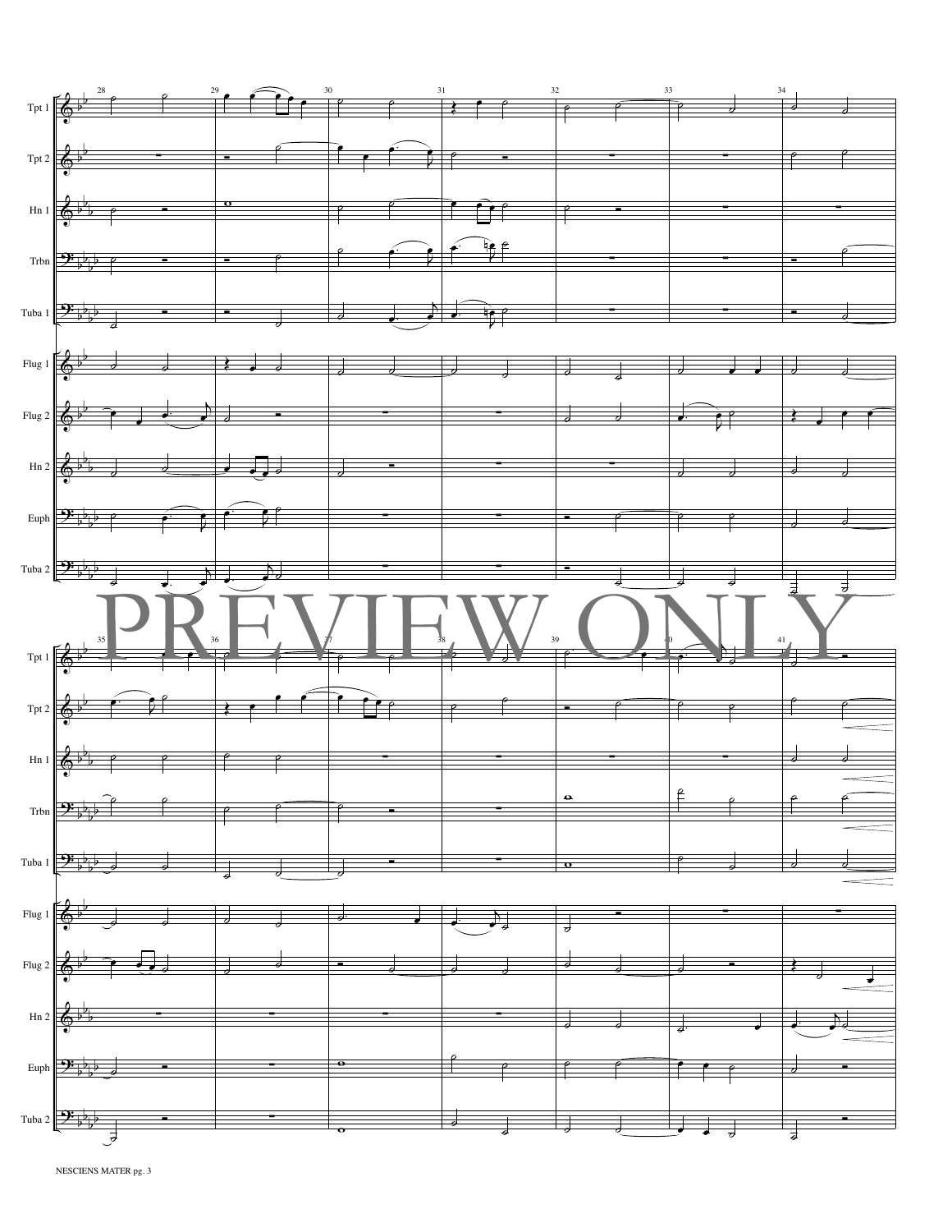Tpt 1

Tpt 2

Hn 1

Trbn

Tuba 1

Flug 1

Flug 2

Hn 2

Euph

Tuba 2

PREVIEW ONLY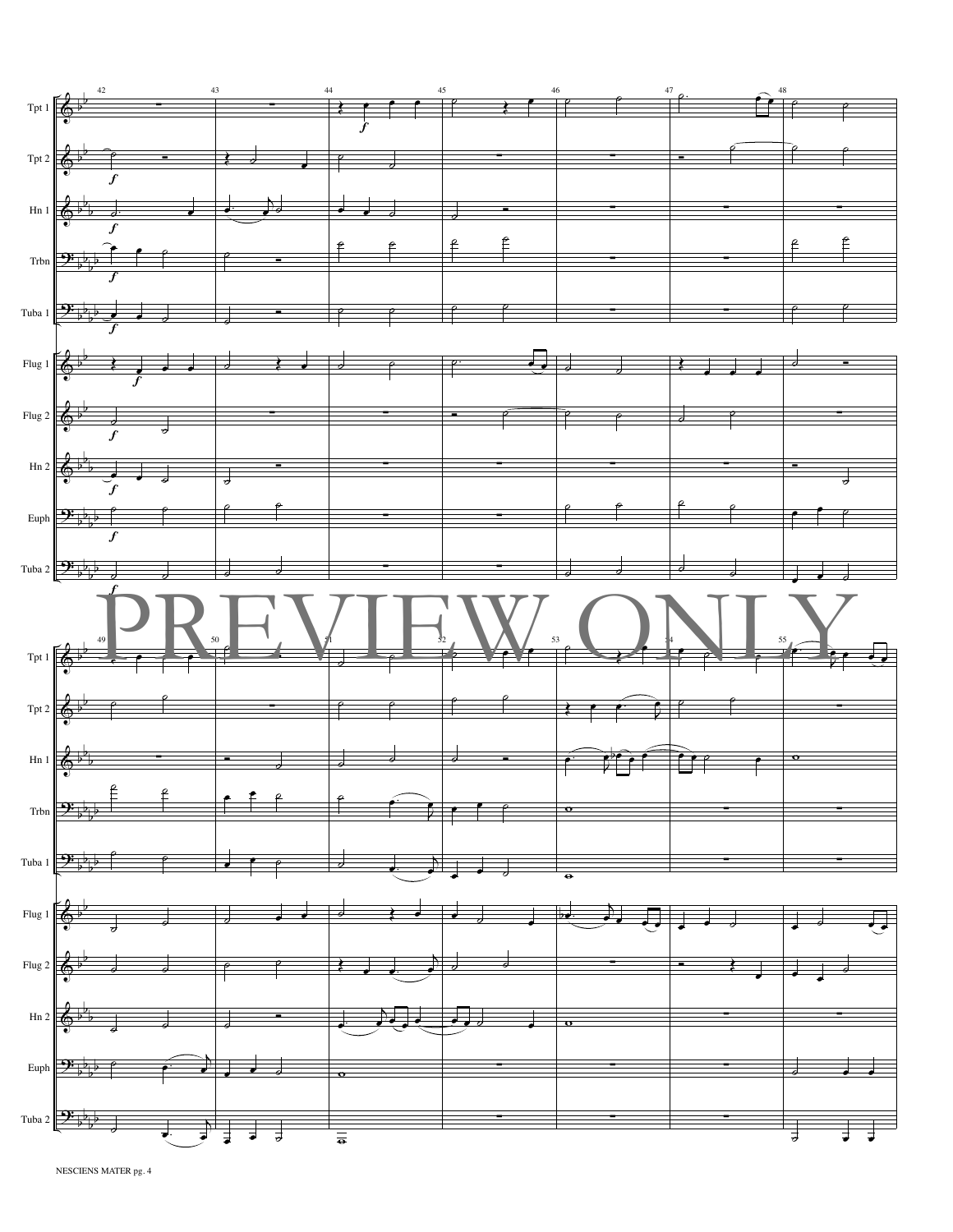Tpt 1

Tpt 2

Hn 1

Trbn

Tuba 1

Flug 1

Flug 2

Hn 2

Euph

Tuba 2

PREVIEW ONLY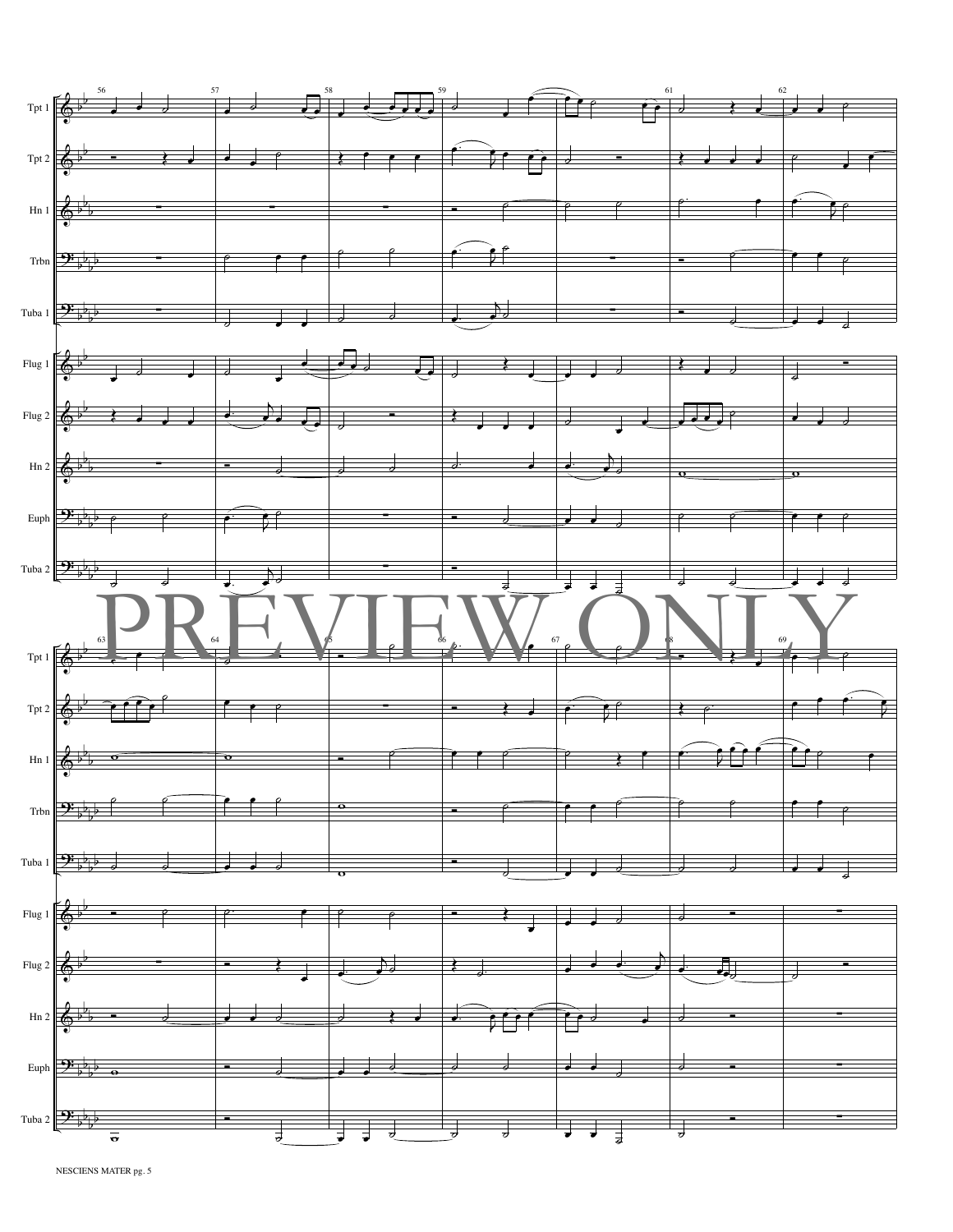Tpt 1

Tpt 2

Hn 1

Trbn

Tuba 1

Flug 1

Flug 2

Hn 2

Euph

Tuba 2

PREVIEW ONLY

Tpt 1

Tpt 2

Hn 1

Trbn

Tuba 1

Flug 1

Flug 2

Hn 2

Euph

Tuba 2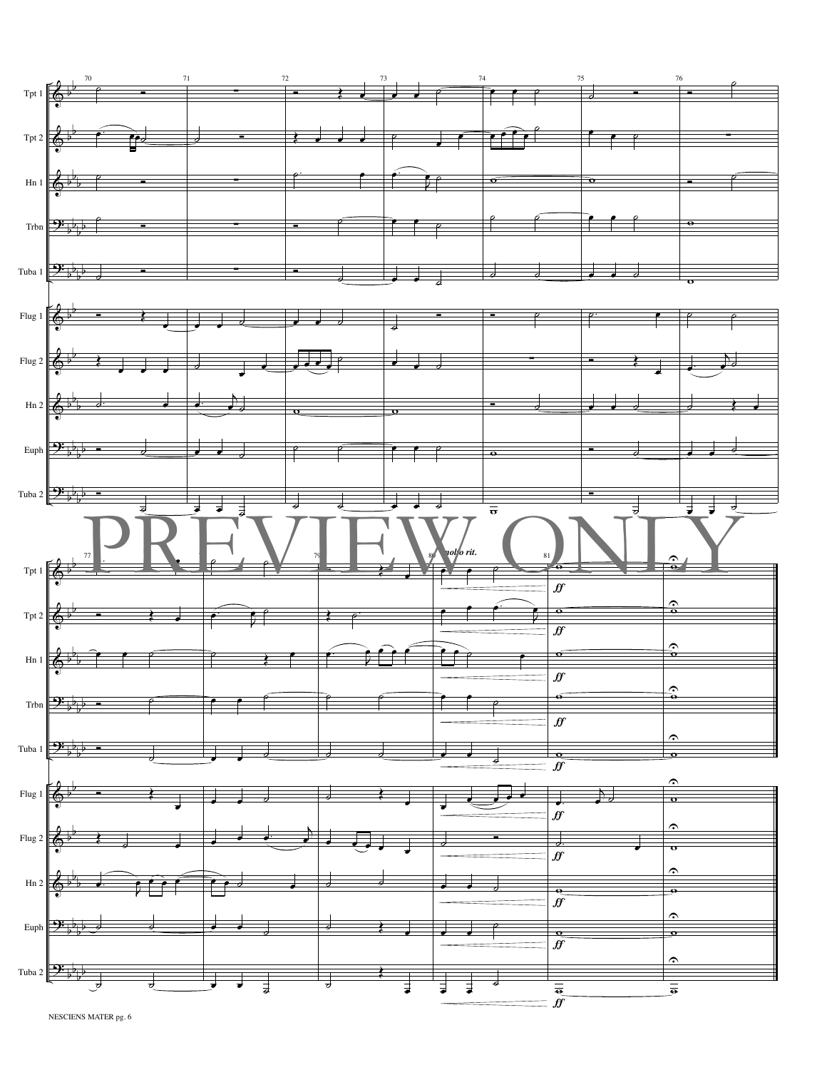Tpt 1
Tpt 2
Hn 1
Trbn
Tuba 1
Flug 1
Flug 2
Hn 2
Euph
Tuba 2

70 71 72 73 74 75 76

PREVIEW ONLY

77 78 79 80 81

*molto rit.*

*ff*

NESCIENS MATER pg. 6